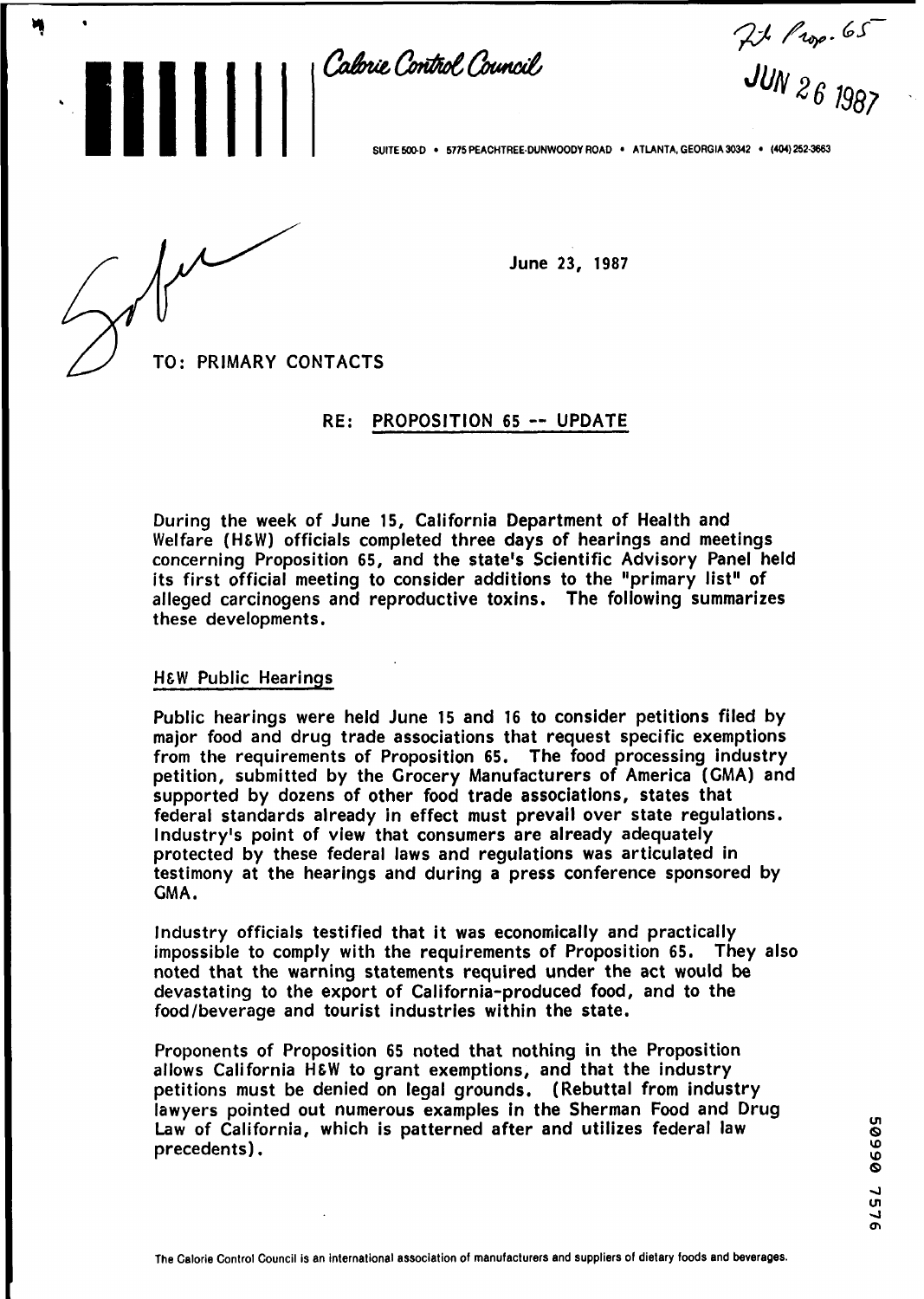Calorie Control Council

SUITE 500-D • 5775 PEACHTREE-DUNWOODY ROAD • ATLANTA, GEORGIA 30342 • (404) 252-3663

JUN 26 1987

June 23, 1987

TO: PRIMARY CONTACTS

RE: PROPOSITION 65 -- UPDATE

During the week of June 15, California Department of Health and Welfare (H&W) officials completed three days of hearings and meetings concerning Proposition 65, and the state's Scientific Advisory Panel held its first official meeting to consider additions to the "primary list" of alleged carcinogens and reproductive toxins. The following summarizes these developments.

## H&W Public Hearings

Public hearings were held June 15 and 16 to consider petitions filed by major food and drug trade associations that request specific exemptions from the requirements of Proposition 65. The food processing industry petition, submitted by the Grocery Manufacturers of America (GMA) and supported by dozens of other food trade associations, states that federal standards already in effect must prevail over state regulations. Industry's point of view that consumers are already adequately protected by these federal laws and regulations was articulated in testimony at the hearings and during a press conference sponsored by GMA.

Industry officials testified that it was economically and practically impossible to comply with the requirements of Proposition 65. They also noted that the warning statements required under the act would be devastating to the export of California-produced food, and to the food/beverage and tourist industries within the state.

Proponents of Proposition 65 noted that nothing in the Proposition allows California H&W to grant exemptions, and that the industry petitions must be denied on legal grounds. (Rebuttal from industry lawyers pointed out numerous examples in the Sherman Food and Drug Law of California, which is patterned after and utilizes federal law precedents).

The Calorie Control Council is an international association of manufacturers and suppliers of dietary foods and beverages.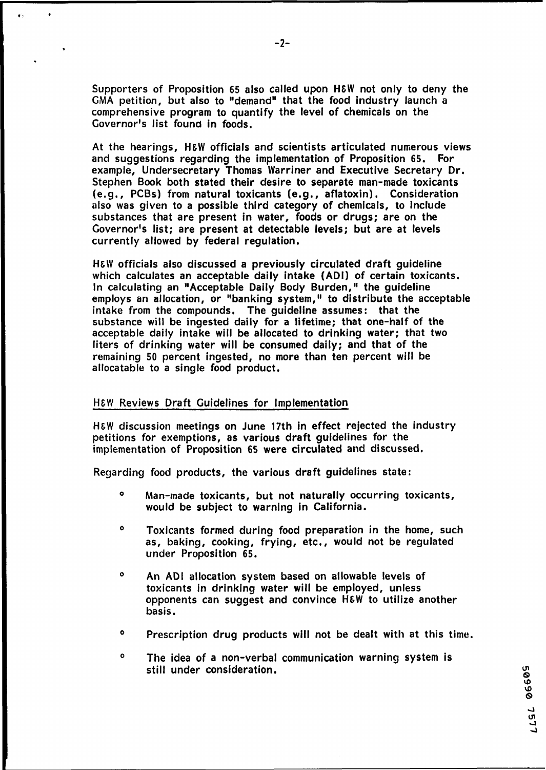Supporters of Proposition 65 also called upon H&W not only to deny the GMA petition, but also to "demand" that the food industry launch a comprehensive program to quantify the level of chemicals on the Governor's list found in foods.

At the hearings, H&W officials and scientists articulated numerous views and suggestions regarding the implementation of Proposition 65. For example, Undersecretary Thomas Warriner and Executive Secretary Dr. Stephen Book both stated their desire to separate man-made toxicants (e.g., PCBs) from natural toxicants (e.g., aflatoxin). Consideration also was given to a possible third category of chemicals, to include substances that are present in water, foods or drugs; are on the Governor's list; are present at detectable levels; but are at levels currently allowed by federal regulation.

H&W officials also discussed a previously circulated draft guideline which calculates an acceptable daily intake (ADI) of certain toxicants. In calculating an "Acceptable Daily Body Burden," the guideline employs an allocation, or "banking system," to distribute the acceptable intake from the compounds. The guideline assumes: that the substance will be ingested daily for a lifetime; that one-half of the acceptable daily intake will be allocated to drinking water; that two liters of drinking water will be consumed daily; and that of the remaining 50 percent ingested, no more than ten percent will be allocatable to a single food product.

## H&W Reviews Draft Guidelines for Implementation

H&W discussion meetings on June 17th in effect rejected the industry petitions for exemptions, as various draft guidelines for the implementation of Proposition 65 were circulated and discussed.

Regarding food products, the various draft guidelines state:

- Man-made toxicants, but not naturally occurring toxicants, would be subject to warning in California.
- Toxicants formed during food preparation in the home, such as, baking, cooking, frying, etc., would not be regulated under Proposition 65.
- An ADI allocation system based on allowable levels of toxicants in drinking water will be employed, unless opponents can suggest and convince H&W to utilize another basis.
- Prescription drug products will not be dealt with at this time.
- The idea of a non-verbal communication warning system is still under consideration.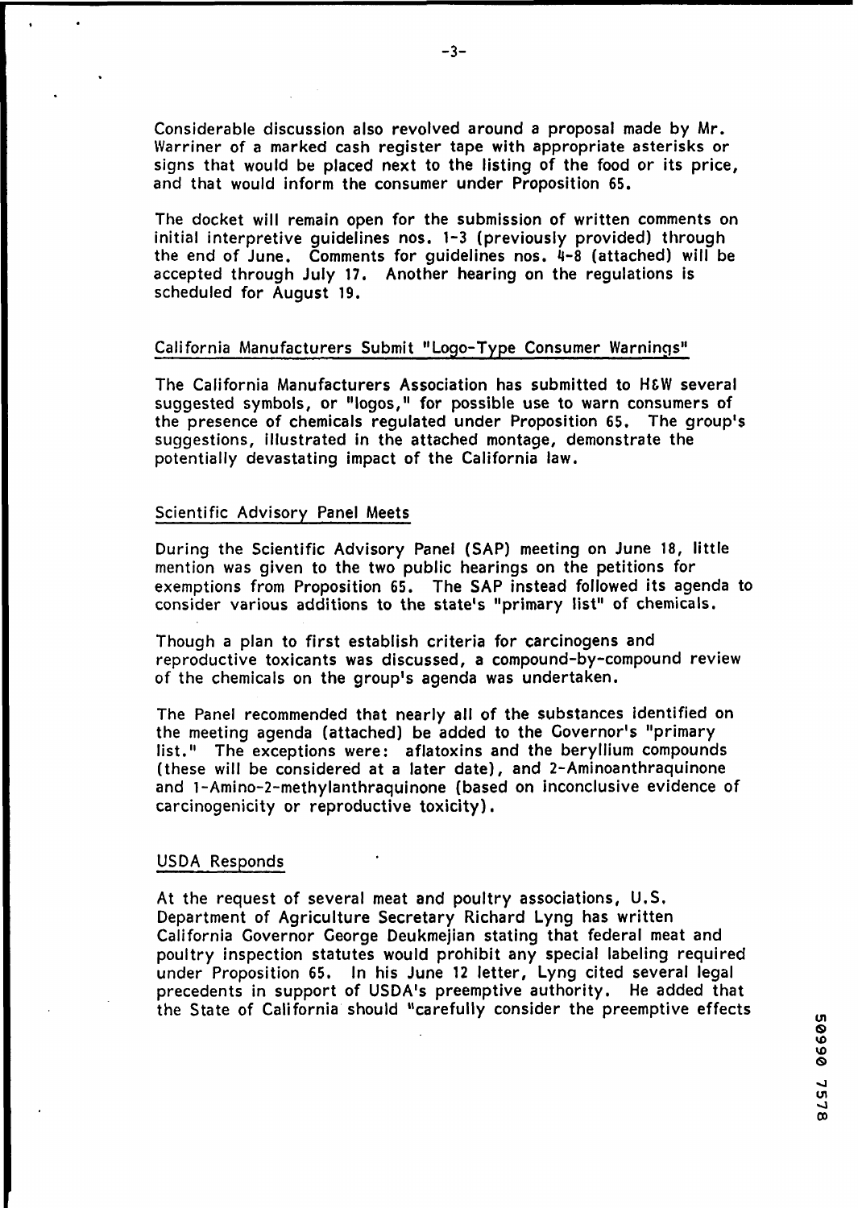Considerable discussion also revolved around a proposal made by Mr. Warriner of a marked cash register tape with appropriate asterisks or signs that would be placed next to the listing of the food or its price, and that would inform the consumer under Proposition 65.

The docket will remain open for the submission of written comments on initial interpretive guidelines nos. 1-3 (previously provided) through the end of June. Comments for guidelines nos. 4-8 (attached) will be accepted through July 17. Another hearing on the regulations is scheduled for August 19.

## California Manufacturers Submit "Logo-Type Consumer Warnings"

The California Manufacturers Association has submitted to H&W several suggested symbols, or "logos," for possible use to warn consumers of the presence of chemicals regulated under Proposition 65. The group's suggestions, illustrated in the attached montage, demonstrate the potentially devastating impact of the California law.

## Scientific Advisory Panel Meets

During the Scientific Advisory Panel (SAP) meeting on June 18, little mention was given to the two public hearings on the petitions for exemptions from Proposition 65. The SAP instead followed its agenda to consider various additions to the state's "primary list" of chemicals.

Though a plan to first establish criteria for carcinogens and reproductive toxicants was discussed, a compound-by-compound review of the chemicals on the group's agenda was undertaken.

The Panel recommended that nearly all of the substances identified on the meeting agenda (attached) be added to the Governor's "primary list." The exceptions were: aflatoxins and the beryllium compounds (these will be considered at a later date), and 2-Aminoanthraquinone and 1-Amino-2-methylanthraquinone (based on inconclusive evidence of carcinogenicity or reproductive toxicity).

## USDA Responds

At the request of several meat and poultry associations, U.S. Department of Agriculture Secretary Richard Lyng has written California Governor George Deukmejian stating that federal meat and poultry inspection statutes would prohibit any special labeling required under Proposition 65. In his June 12 letter, Lyng cited several legal precedents in support of USDA's preemptive authority. He added that the State of California should "carefully consider the preemptive effects

50990 7578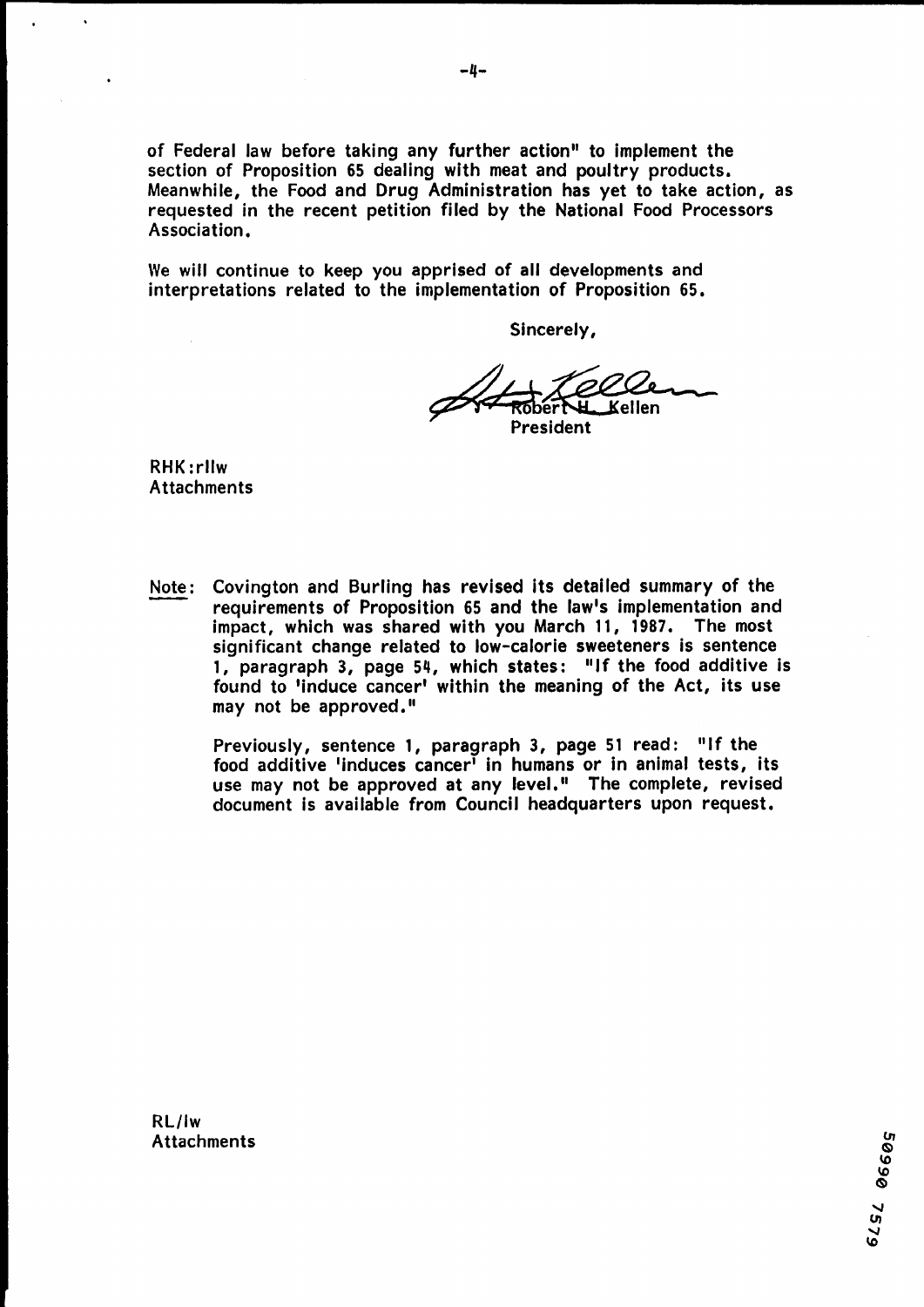of Federal law before taking any further action" to implement the section of Proposition 65 dealing with meat and poultry products. Meanwhile, the Food and Drug Administration has yet to take action, as requested in the recent petition filed by the National Food Processors Association.

We will continue to keep you apprised of all developments and interpretations related to the implementation of Proposition 65.

Sincerely,

Robert H. Kellen
President

RHK:rllw
Attachments

Note: Covington and Burling has revised its detailed summary of the requirements of Proposition 65 and the law's implementation and impact, which was shared with you March 11, 1987. The most significant change related to low-calorie sweeteners is sentence 1, paragraph 3, page 54, which states: "If the food additive is found to 'induce cancer' within the meaning of the Act, its use may not be approved."

Previously, sentence 1, paragraph 3, page 51 read: "If the food additive 'induces cancer' in humans or in animal tests, its use may not be approved at any level." The complete, revised document is available from Council headquarters upon request.

RL/lw
Attachments

50990 7579